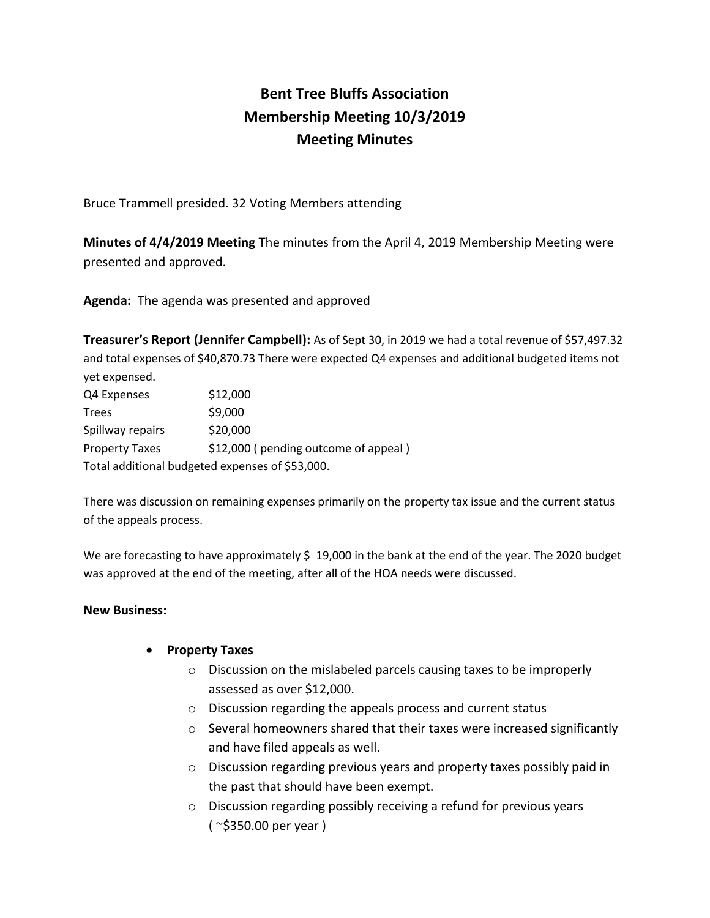# Bent Tree Bluffs Association
## Membership Meeting 10/3/2019
## Meeting Minutes

Bruce Trammell presided. 32 Voting Members attending

**Minutes of 4/4/2019 Meeting** The minutes from the April 4, 2019 Membership Meeting were presented and approved.

**Agenda:** The agenda was presented and approved

**Treasurer's Report (Jennifer Campbell):** As of Sept 30, in 2019 we had a total revenue of $57,497.32 and total expenses of $40,870.73 There were expected Q4 expenses and additional budgeted items not yet expensed.

| | |
|---|---|
| Q4 Expenses | $12,000 |
| Trees | $9,000 |
| Spillway repairs | $20,000 |
| Property Taxes | $12,000 ( pending outcome of appeal ) |

Total additional budgeted expenses of $53,000.

There was discussion on remaining expenses primarily on the property tax issue and the current status of the appeals process.

We are forecasting to have approximately $ 19,000 in the bank at the end of the year. The 2020 budget was approved at the end of the meeting, after all of the HOA needs were discussed.

**New Business:**

- **Property Taxes**
  - Discussion on the mislabeled parcels causing taxes to be improperly assessed as over $12,000.
  - Discussion regarding the appeals process and current status
  - Several homeowners shared that their taxes were increased significantly and have filed appeals as well.
  - Discussion regarding previous years and property taxes possibly paid in the past that should have been exempt.
  - Discussion regarding possibly receiving a refund for previous years ( ~$350.00 per year )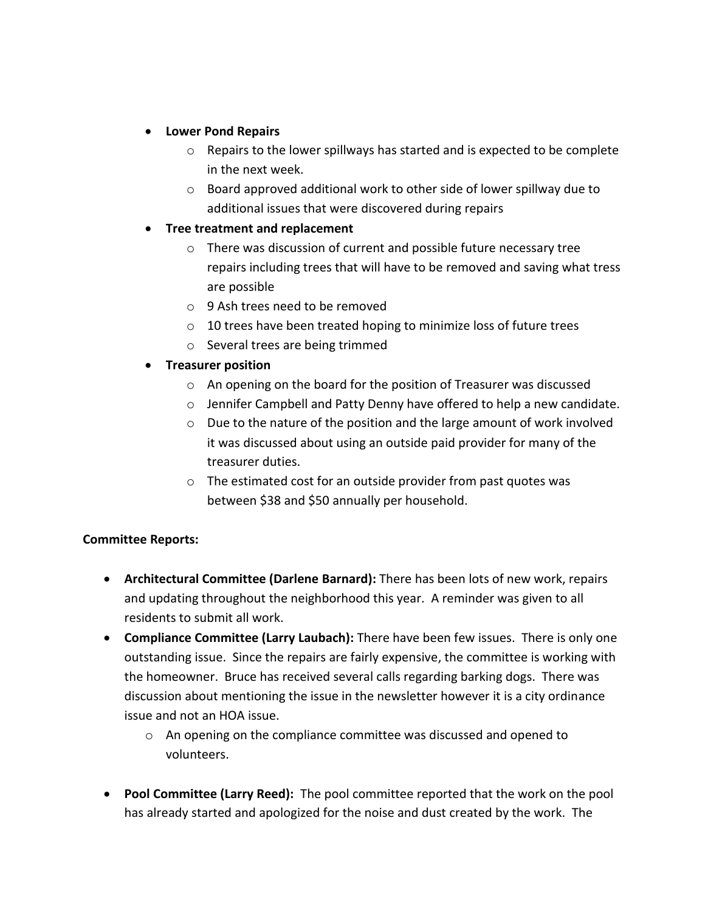- **Lower Pond Repairs**
  - Repairs to the lower spillways has started and is expected to be complete in the next week.
  - Board approved additional work to other side of lower spillway due to additional issues that were discovered during repairs
- **Tree treatment and replacement**
  - There was discussion of current and possible future necessary tree repairs including trees that will have to be removed and saving what tress are possible
  - 9 Ash trees need to be removed
  - 10 trees have been treated hoping to minimize loss of future trees
  - Several trees are being trimmed
- **Treasurer position**
  - An opening on the board for the position of Treasurer was discussed
  - Jennifer Campbell and Patty Denny have offered to help a new candidate.
  - Due to the nature of the position and the large amount of work involved it was discussed about using an outside paid provider for many of the treasurer duties.
  - The estimated cost for an outside provider from past quotes was between $38 and $50 annually per household.

**Committee Reports:**

- **Architectural Committee (Darlene Barnard):** There has been lots of new work, repairs and updating throughout the neighborhood this year. A reminder was given to all residents to submit all work.
- **Compliance Committee (Larry Laubach):** There have been few issues. There is only one outstanding issue. Since the repairs are fairly expensive, the committee is working with the homeowner. Bruce has received several calls regarding barking dogs. There was discussion about mentioning the issue in the newsletter however it is a city ordinance issue and not an HOA issue.
  - An opening on the compliance committee was discussed and opened to volunteers.
- **Pool Committee (Larry Reed):** The pool committee reported that the work on the pool has already started and apologized for the noise and dust created by the work. The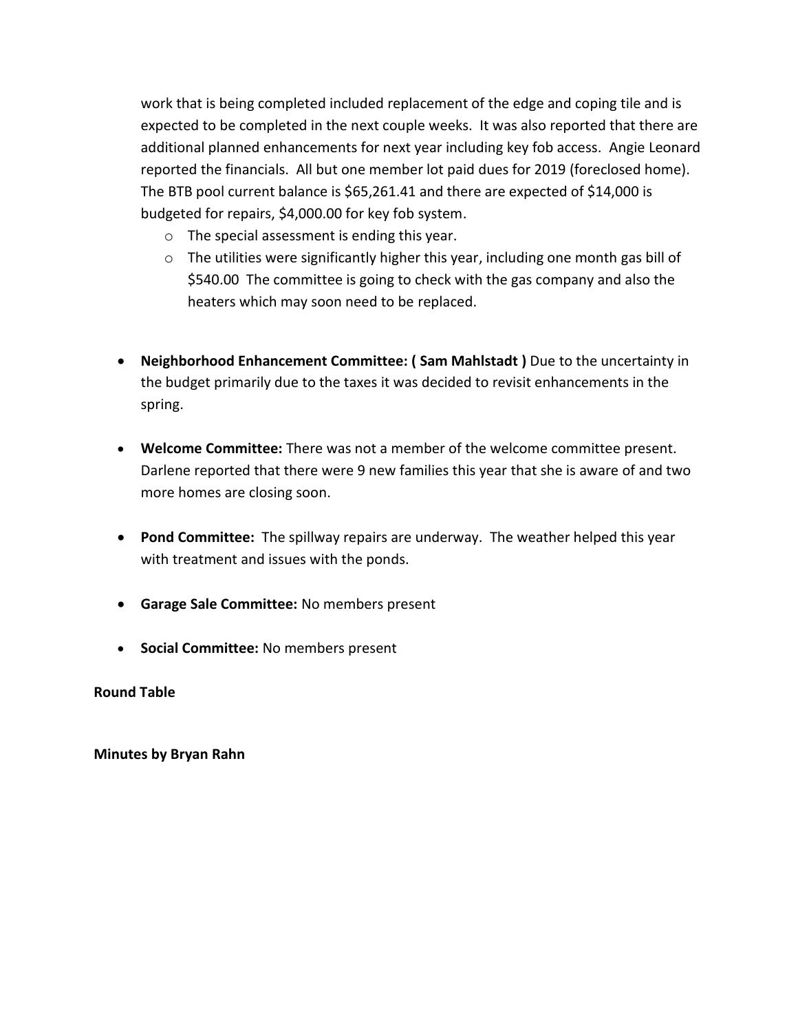work that is being completed included replacement of the edge and coping tile and is expected to be completed in the next couple weeks. It was also reported that there are additional planned enhancements for next year including key fob access. Angie Leonard reported the financials. All but one member lot paid dues for 2019 (foreclosed home). The BTB pool current balance is $65,261.41 and there are expected of $14,000 is budgeted for repairs, $4,000.00 for key fob system.

   - The special assessment is ending this year.
   - The utilities were significantly higher this year, including one month gas bill of $540.00 The committee is going to check with the gas company and also the heaters which may soon need to be replaced.

- **Neighborhood Enhancement Committee: ( Sam Mahlstadt )** Due to the uncertainty in the budget primarily due to the taxes it was decided to revisit enhancements in the spring.

- **Welcome Committee:** There was not a member of the welcome committee present. Darlene reported that there were 9 new families this year that she is aware of and two more homes are closing soon.

- **Pond Committee:** The spillway repairs are underway. The weather helped this year with treatment and issues with the ponds.

- **Garage Sale Committee:** No members present

- **Social Committee:** No members present

**Round Table**

**Minutes by Bryan Rahn**